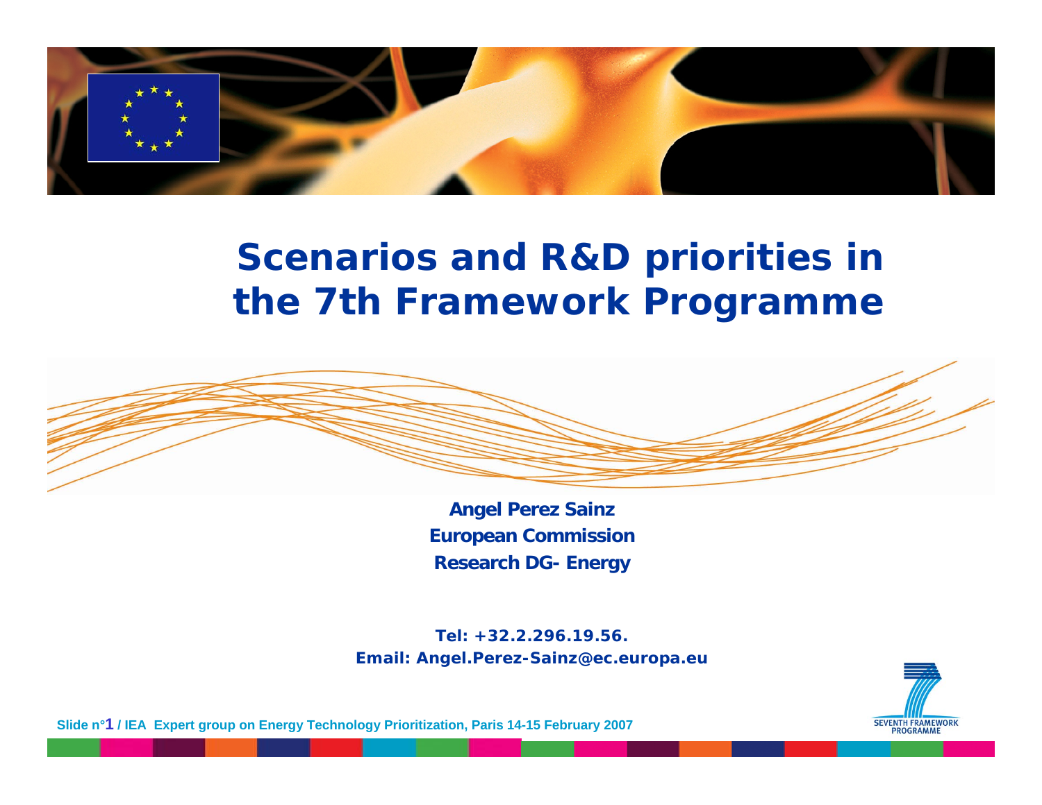# Scenarios and R&D priorities in the 7th Framework Programme

**Angel Perez Sainz**
**European Commission**
**Research DG- Energy**

**Tel: +32.2.296.19.56.**
**Email: Angel.Perez-Sainz@ec.europa.eu**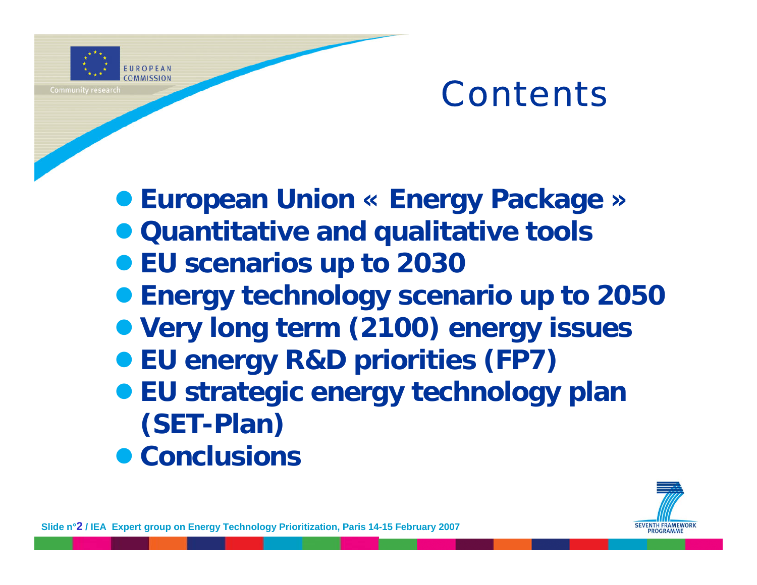# Contents

- **European Union « Energy Package »**
- **Quantitative and qualitative tools**
- **EU scenarios up to 2030**
- **Energy technology scenario up to 2050**
- **Very long term (2100) energy issues**
- **EU energy R&D priorities (FP7)**
- **EU strategic energy technology plan (SET-Plan)**
- **Conclusions**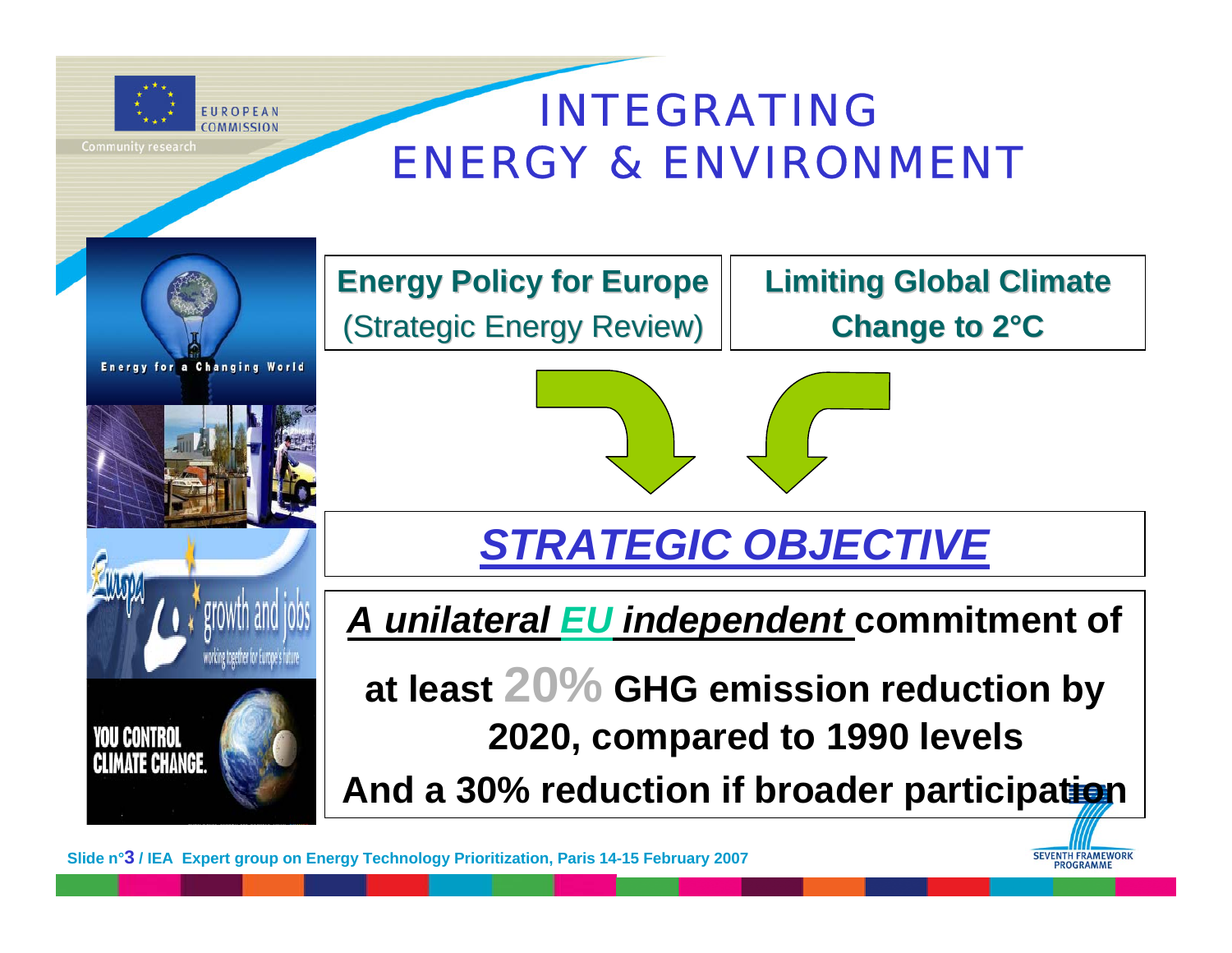# INTEGRATING ENERGY & ENVIRONMENT

**Energy Policy for Europe**
(Strategic Energy Review)

**Limiting Global Climate Change to 2°C**

## *STRATEGIC OBJECTIVE*

***A unilateral EU independent*** **commitment of at least 20% GHG emission reduction by 2020, compared to 1990 levels**

**And a 30% reduction if broader participation**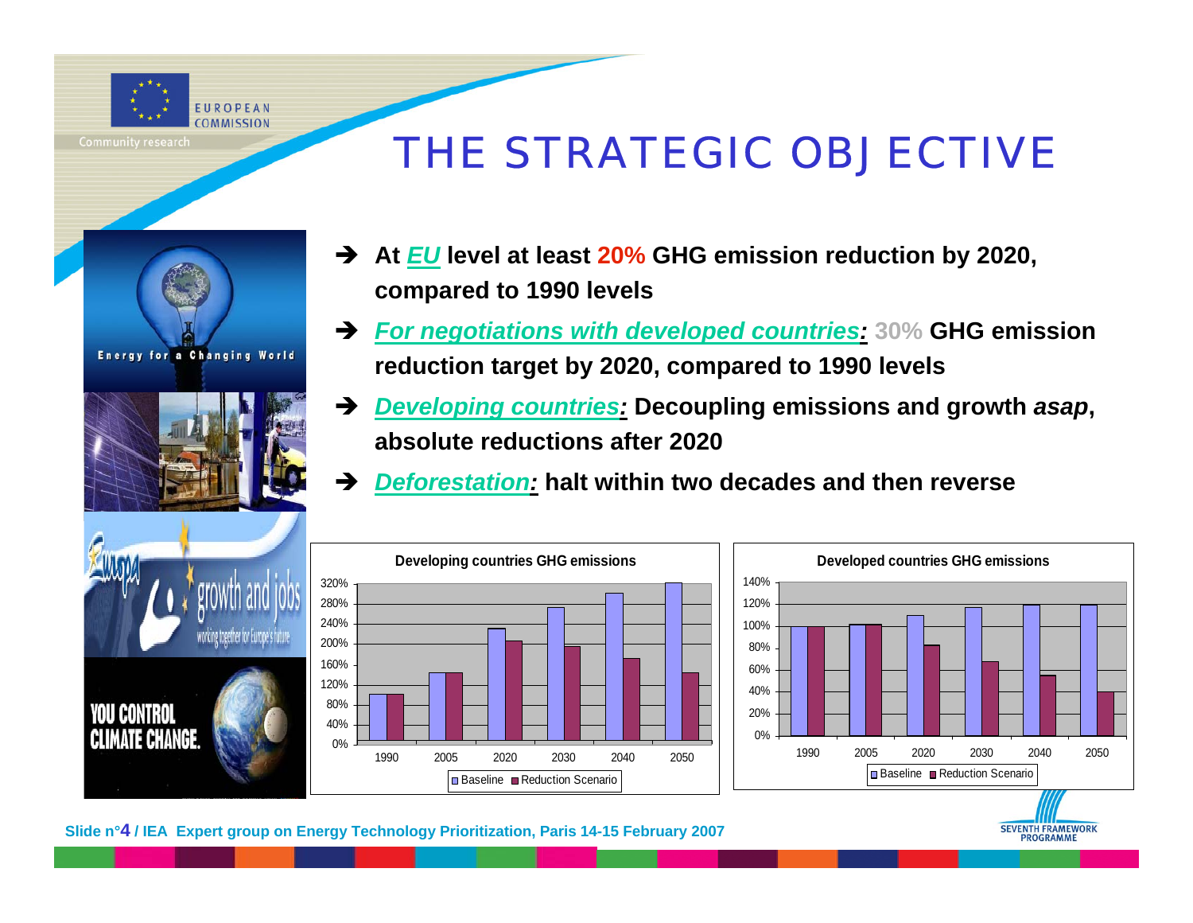# THE STRATEGIC OBJECTIVE

- At *EU* level at least **20%** GHG emission reduction by 2020, compared to 1990 levels
- *For negotiations with developed countries:* **30%** GHG emission reduction target by 2020, compared to 1990 levels
- *Developing countries:* Decoupling emissions and growth *asap*, absolute reductions after 2020
- *Deforestation:* halt within two decades and then reverse

**Developing countries GHG emissions**

**Developed countries GHG emissions**

Slide n°4 / IEA Expert group on Energy Technology Prioritization, Paris 14-15 February 2007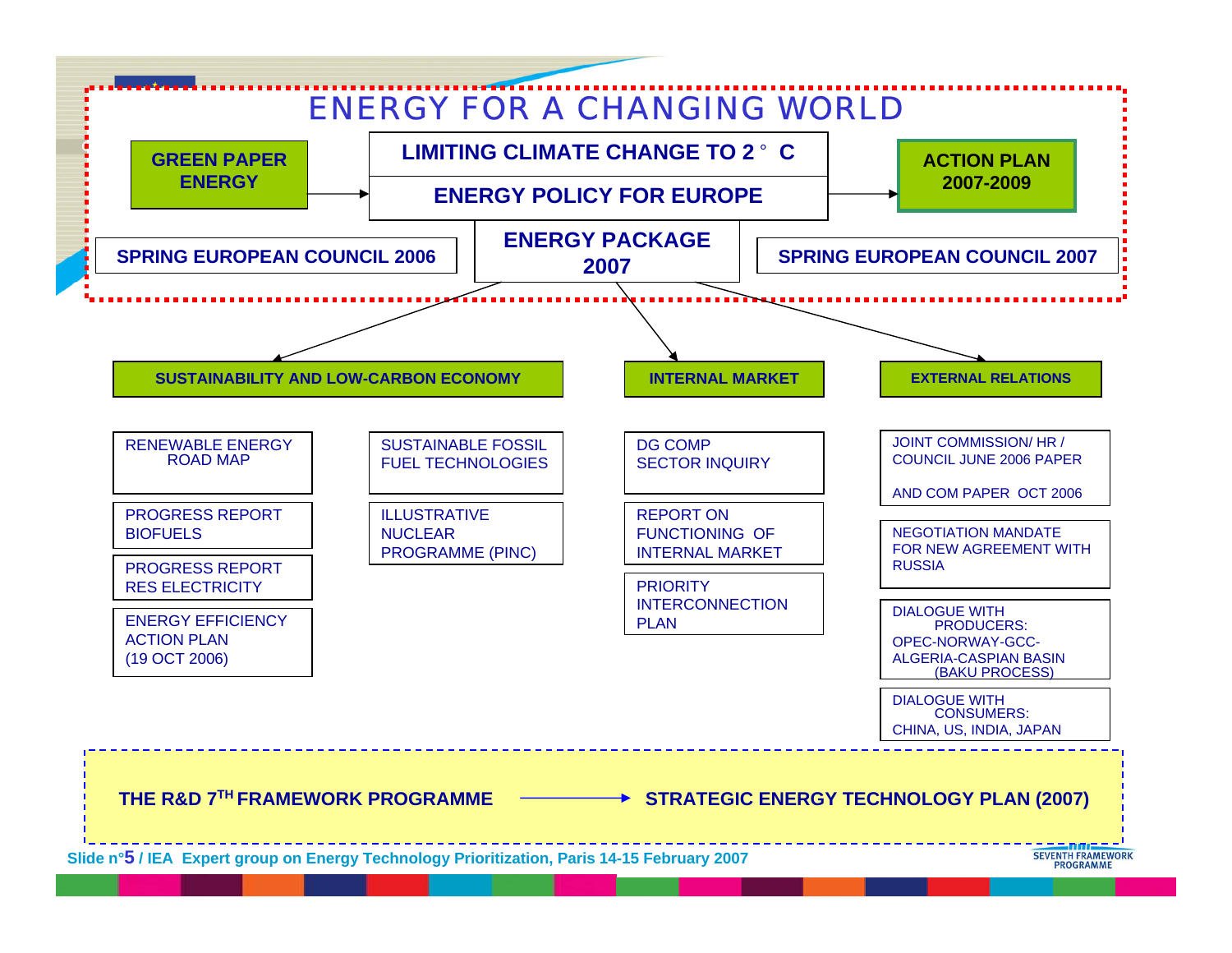# ENERGY FOR A CHANGING WORLD

**GREEN PAPER ENERGY** → **LIMITING CLIMATE CHANGE TO 2° C**

**ENERGY POLICY FOR EUROPE** → **ACTION PLAN 2007-2009**

**SPRING EUROPEAN COUNCIL 2006**

**ENERGY PACKAGE 2007**

**SPRING EUROPEAN COUNCIL 2007**

## SUSTAINABILITY AND LOW-CARBON ECONOMY

- RENEWABLE ENERGY ROAD MAP
- PROGRESS REPORT BIOFUELS
- PROGRESS REPORT RES ELECTRICITY
- ENERGY EFFICIENCY ACTION PLAN (19 OCT 2006)
- SUSTAINABLE FOSSIL FUEL TECHNOLOGIES
- ILLUSTRATIVE NUCLEAR PROGRAMME (PINC)

## INTERNAL MARKET

- DG COMP SECTOR INQUIRY
- REPORT ON FUNCTIONING OF INTERNAL MARKET
- PRIORITY INTERCONNECTION PLAN

## EXTERNAL RELATIONS

- JOINT COMMISSION/ HR / COUNCIL JUNE 2006 PAPER AND COM PAPER OCT 2006
- NEGOTIATION MANDATE FOR NEW AGREEMENT WITH RUSSIA
- DIALOGUE WITH PRODUCERS: OPEC-NORWAY-GCC-ALGERIA-CASPIAN BASIN (BAKU PROCESS)
- DIALOGUE WITH CONSUMERS: CHINA, US, INDIA, JAPAN

**THE R&D 7TH FRAMEWORK PROGRAMME** → **STRATEGIC ENERGY TECHNOLOGY PLAN (2007)**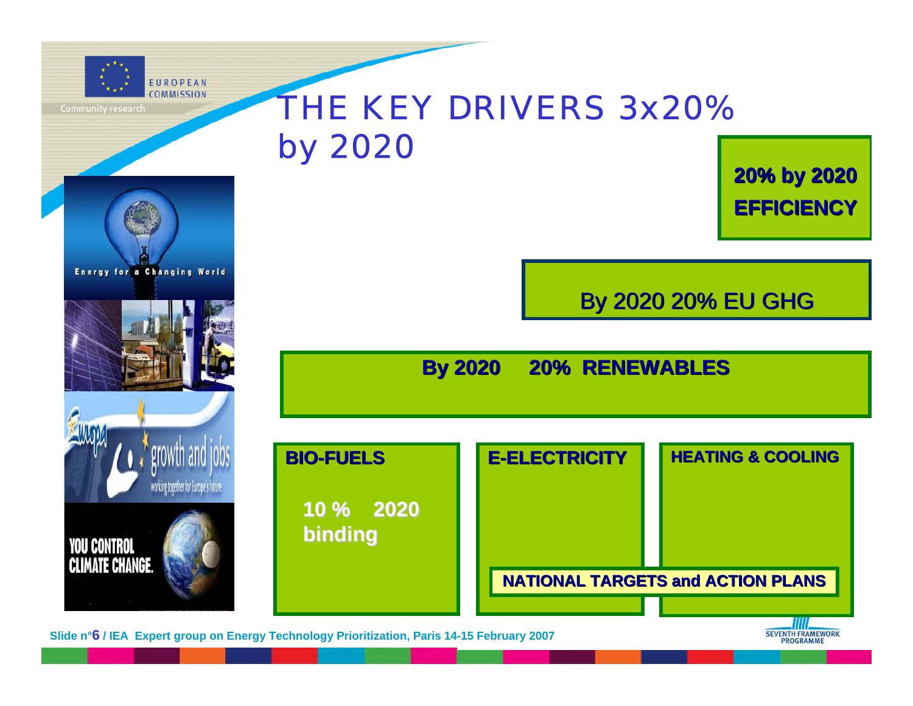# THE KEY DRIVERS 3x20% by 2020

**20% by 2020 EFFICIENCY**

By 2020 20% EU GHG

**By 2020 20% RENEWABLES**

**BIO-FUELS**

**10 % 2020 binding**

**E-ELECTRICITY**

**HEATING & COOLING**

**NATIONAL TARGETS and ACTION PLANS**

**Slide n°6 / IEA Expert group on Energy Technology Prioritization, Paris 14-15 February 2007**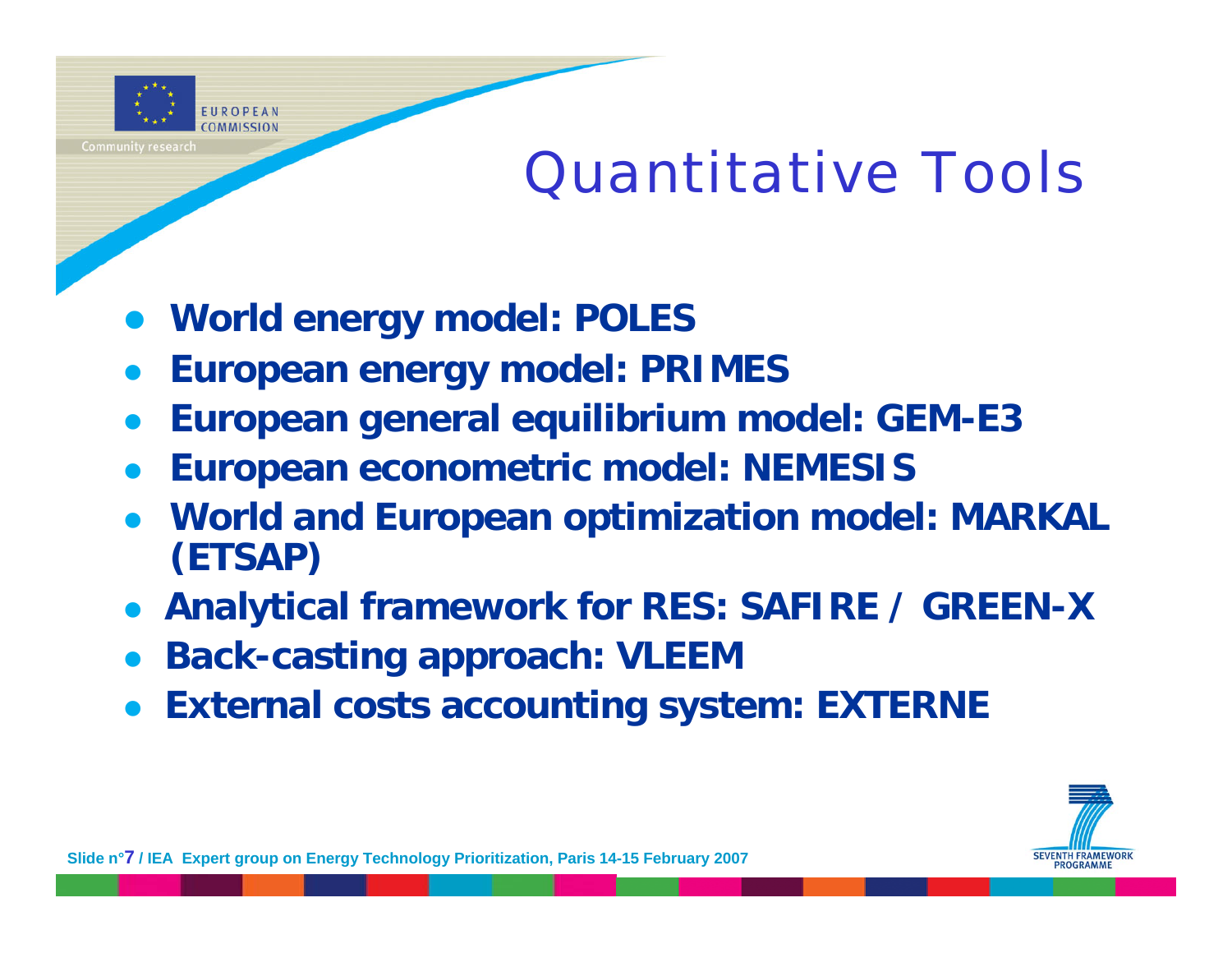# Quantitative Tools

- **World energy model: POLES**
- **European energy model: PRIMES**
- **European general equilibrium model: GEM-E3**
- **European econometric model: NEMESIS**
- **World and European optimization model: MARKAL (ETSAP)**
- **Analytical framework for RES: SAFIRE / GREEN-X**
- **Back-casting approach: VLEEM**
- **External costs accounting system: EXTERNE**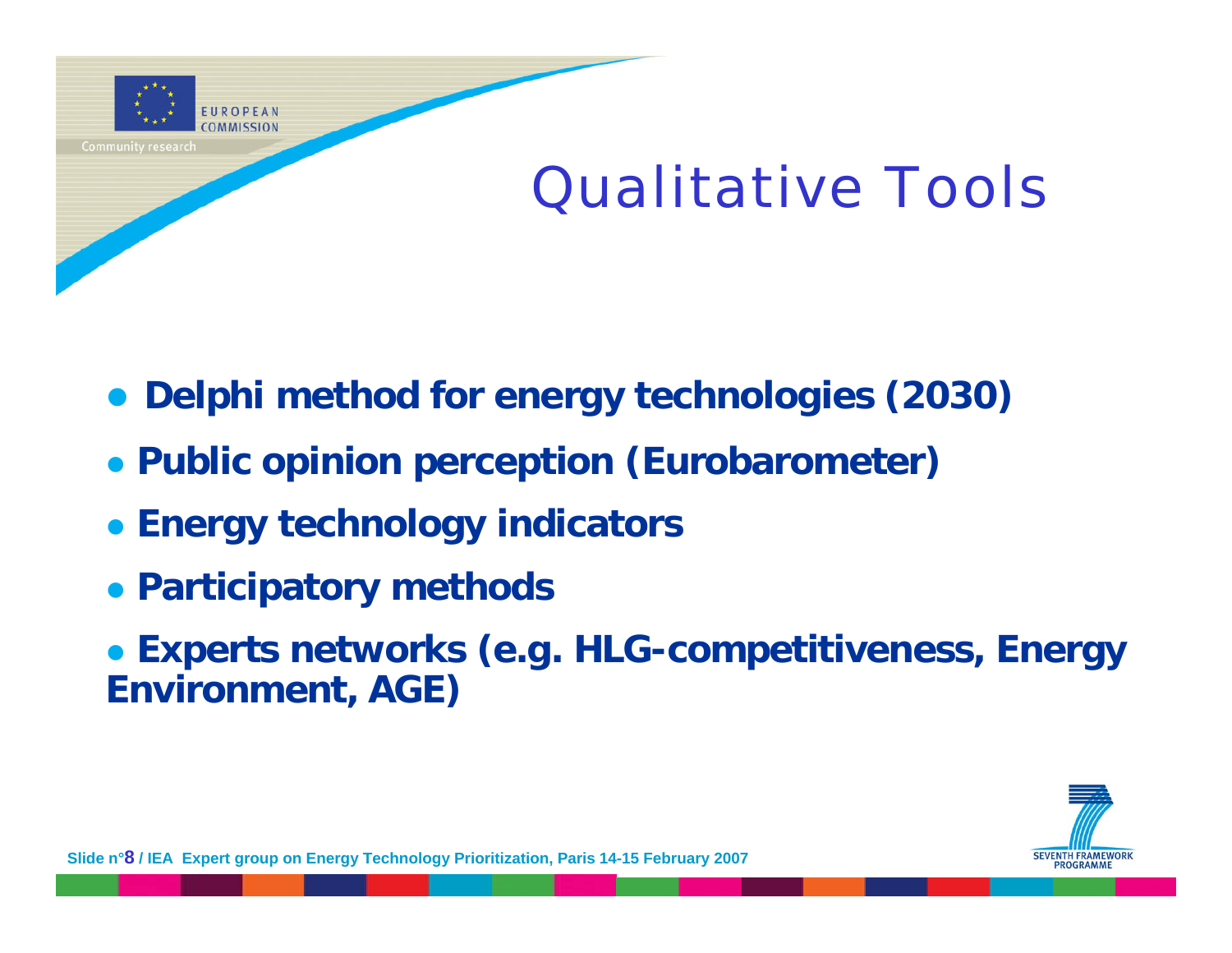# Qualitative Tools

- **Delphi method for energy technologies (2030)**
- **Public opinion perception (Eurobarometer)**
- **Energy technology indicators**
- **Participatory methods**
- **Experts networks (e.g. HLG-competitiveness, Energy Environment, AGE)**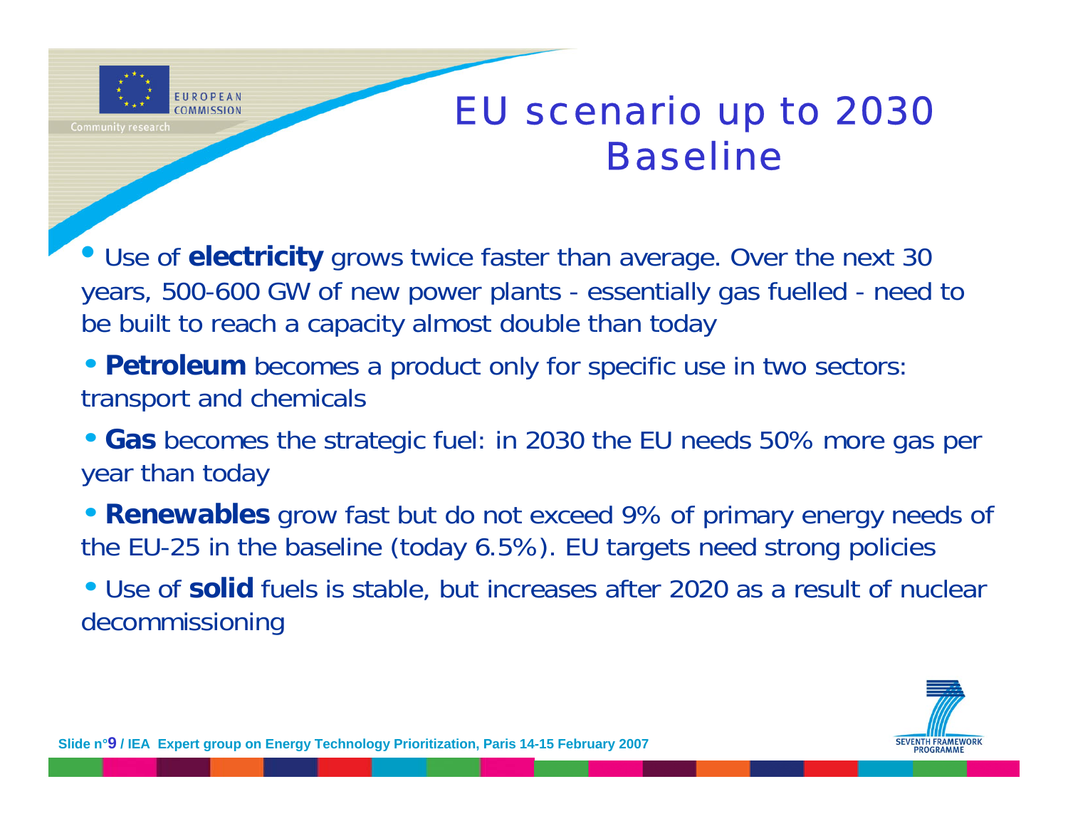# EU scenario up to 2030 Baseline

- Use of **electricity** grows twice faster than average. Over the next 30 years, 500-600 GW of new power plants - essentially gas fuelled - need to be built to reach a capacity almost double than today
- **Petroleum** becomes a product only for specific use in two sectors: transport and chemicals
- **Gas** becomes the strategic fuel: in 2030 the EU needs 50% more gas per year than today
- **Renewables** grow fast but do not exceed 9% of primary energy needs of the EU-25 in the baseline (today 6.5%). EU targets need strong policies
- Use of **solid** fuels is stable, but increases after 2020 as a result of nuclear decommissioning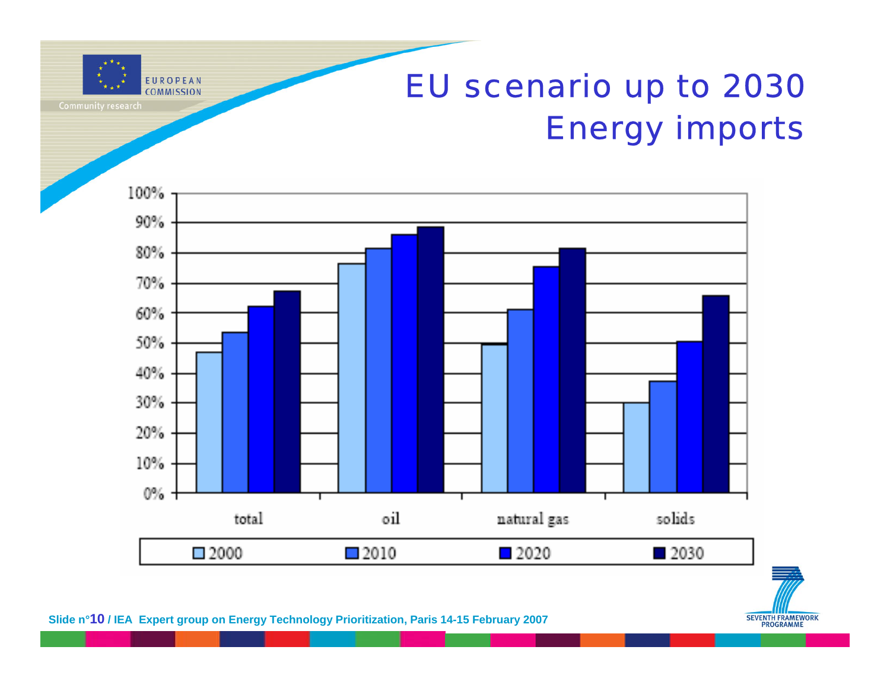# EU scenario up to 2030
## Energy imports

| | 2000 | 2010 | 2020 | 2030 |
|---|---|---|---|---|
| total | 47% | 53% | 62% | 67% |
| oil | 76% | 81% | 86% | 88% |
| natural gas | 49% | 61% | 75% | 81% |
| solids | 30% | 37% | 50% | 66% |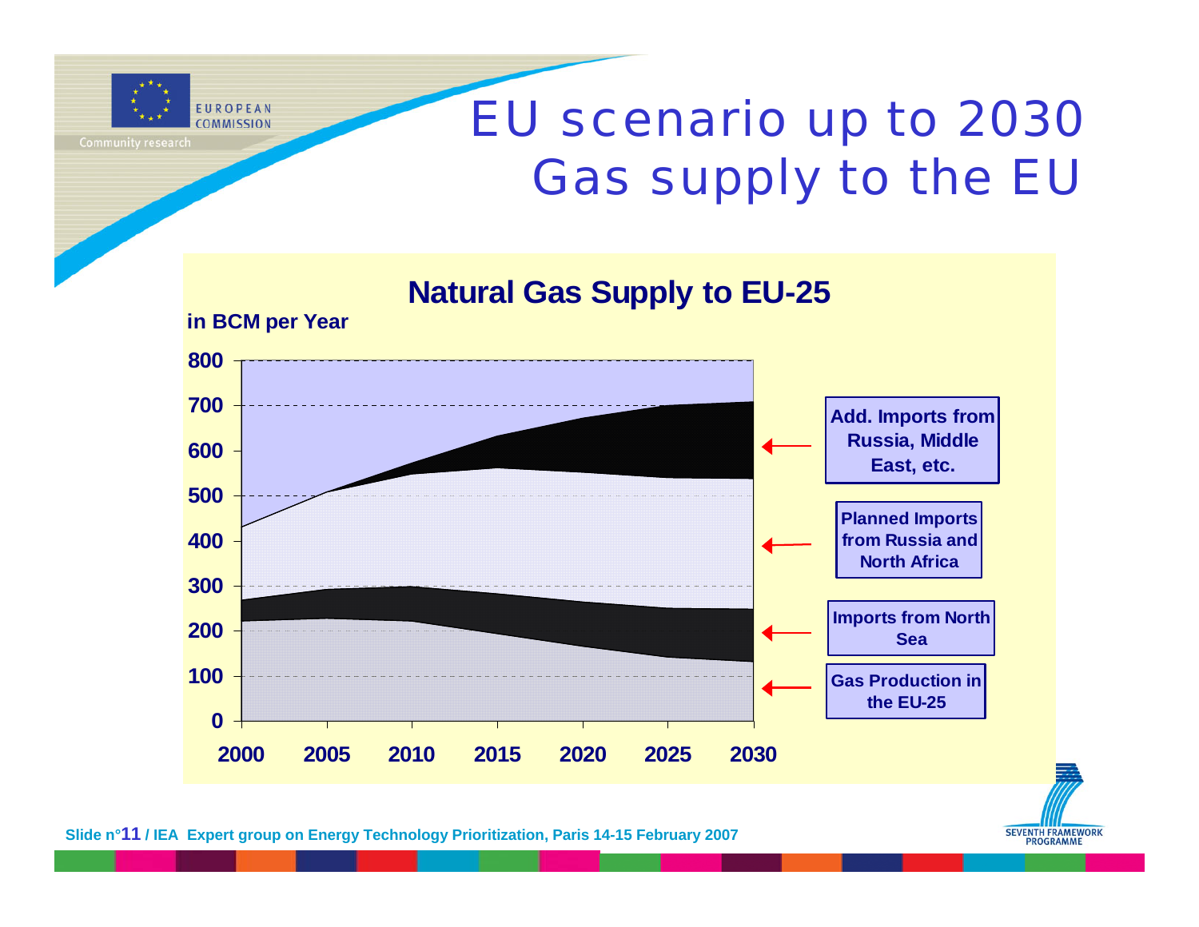# EU scenario up to 2030
# Gas supply to the EU

## Natural Gas Supply to EU-25

in BCM per Year

800
700
600
500
400
300
200
100
0

2000 2005 2010 2015 2020 2025 2030

Add. Imports from Russia, Middle East, etc.

Planned Imports from Russia and North Africa

Imports from North Sea

Gas Production in the EU-25

Slide n°11 / IEA Expert group on Energy Technology Prioritization, Paris 14-15 February 2007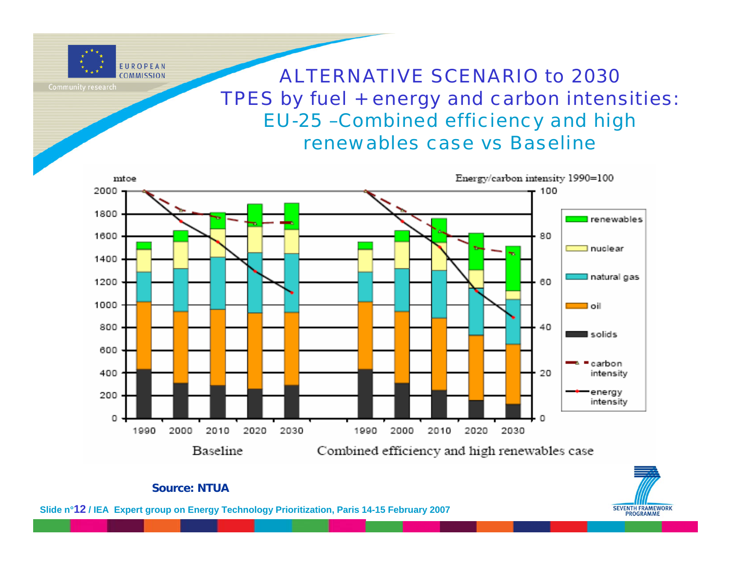# ALTERNATIVE SCENARIO to 2030

## TPES by fuel + energy and carbon intensities: EU-25 –Combined efficiency and high renewables case vs Baseline

**Source: NTUA**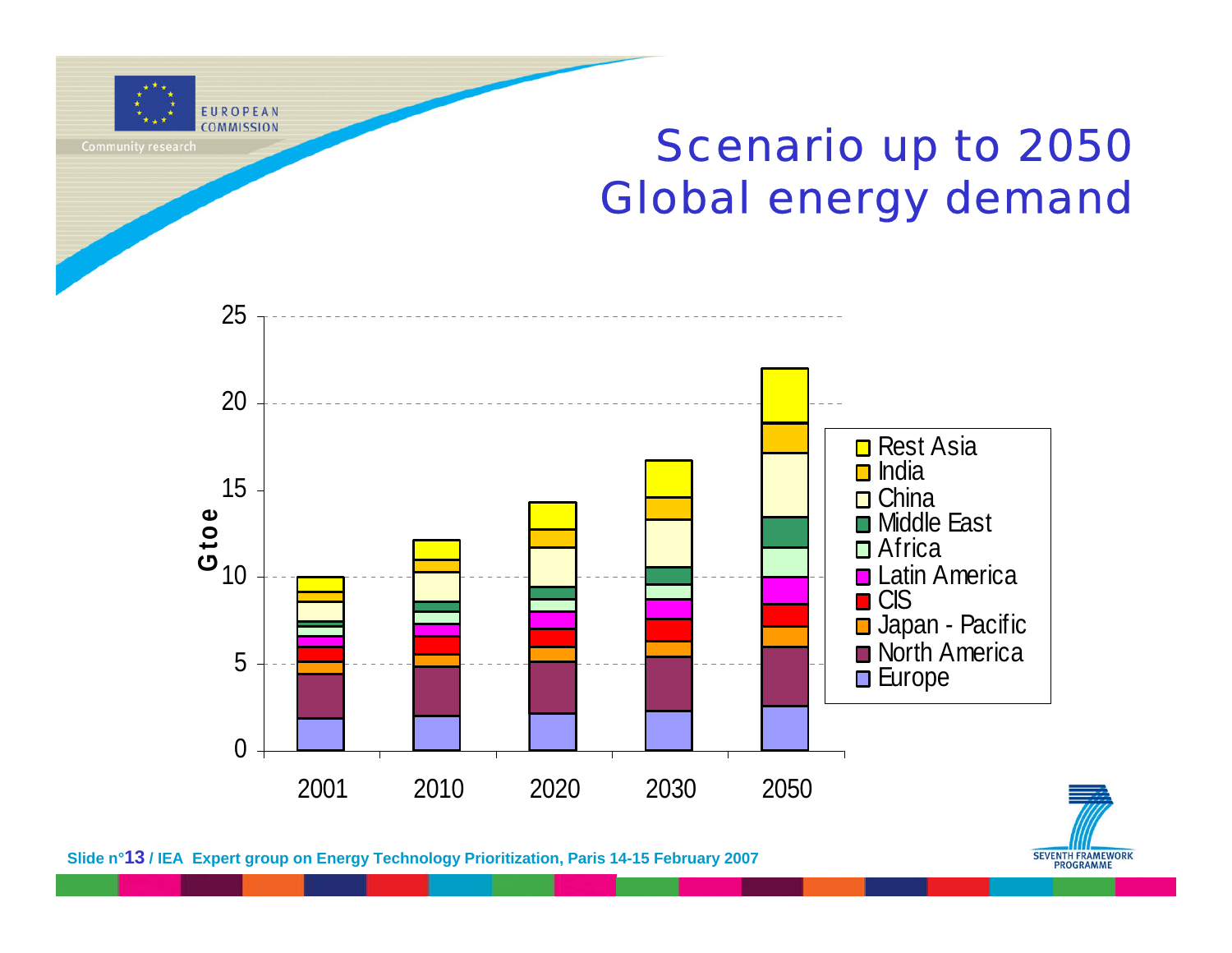# Scenario up to 2050
# Global energy demand

Gtoe

| | 2001 | 2010 | 2020 | 2030 | 2050 |
|---|---|---|---|---|---|

Legend: Rest Asia, India, China, Middle East, Africa, Latin America, CIS, Japan - Pacific, North America, Europe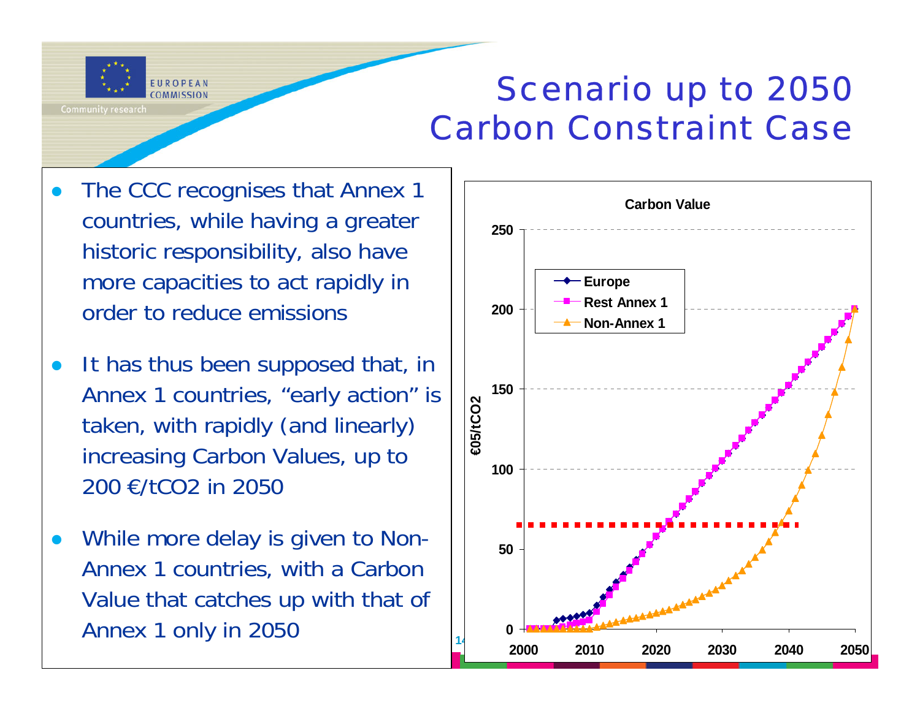# Scenario up to 2050 Carbon Constraint Case

- The CCC recognises that Annex 1 countries, while having a greater historic responsibility, also have more capacities to act rapidly in order to reduce emissions
- It has thus been supposed that, in Annex 1 countries, "early action" is taken, with rapidly (and linearly) increasing Carbon Values, up to 200 €/t$CO_2$ in 2050
- While more delay is given to Non-Annex 1 countries, with a Carbon Value that catches up with that of Annex 1 only in 2050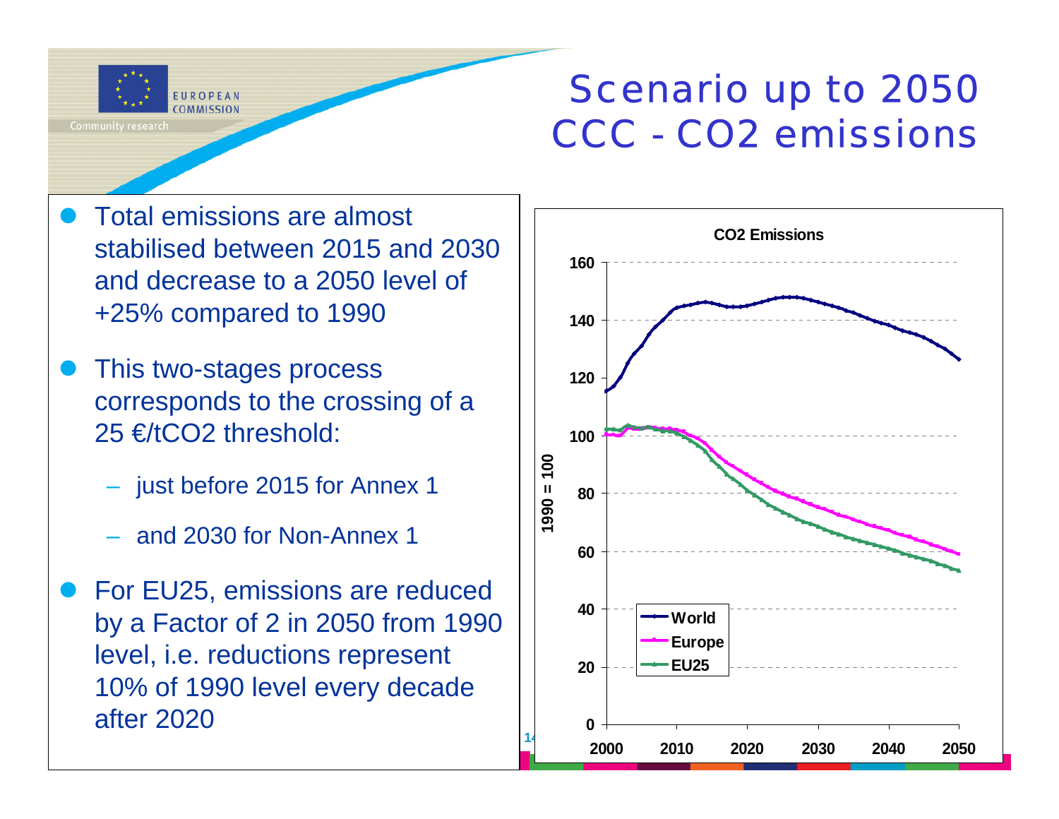# Scenario up to 2050 CCC - $CO_2$ emissions

- Total emissions are almost stabilised between 2015 and 2030 and decrease to a 2050 level of +25% compared to 1990
- This two-stages process corresponds to the crossing of a 25 €/t$CO_2$ threshold:
  - just before 2015 for Annex 1
  - and 2030 for Non-Annex 1
- For EU25, emissions are reduced by a Factor of 2 in 2050 from 1990 level, i.e. reductions represent 10% of 1990 level every decade after 2020

**CO2 Emissions**

1990 = 100

World, Europe, EU25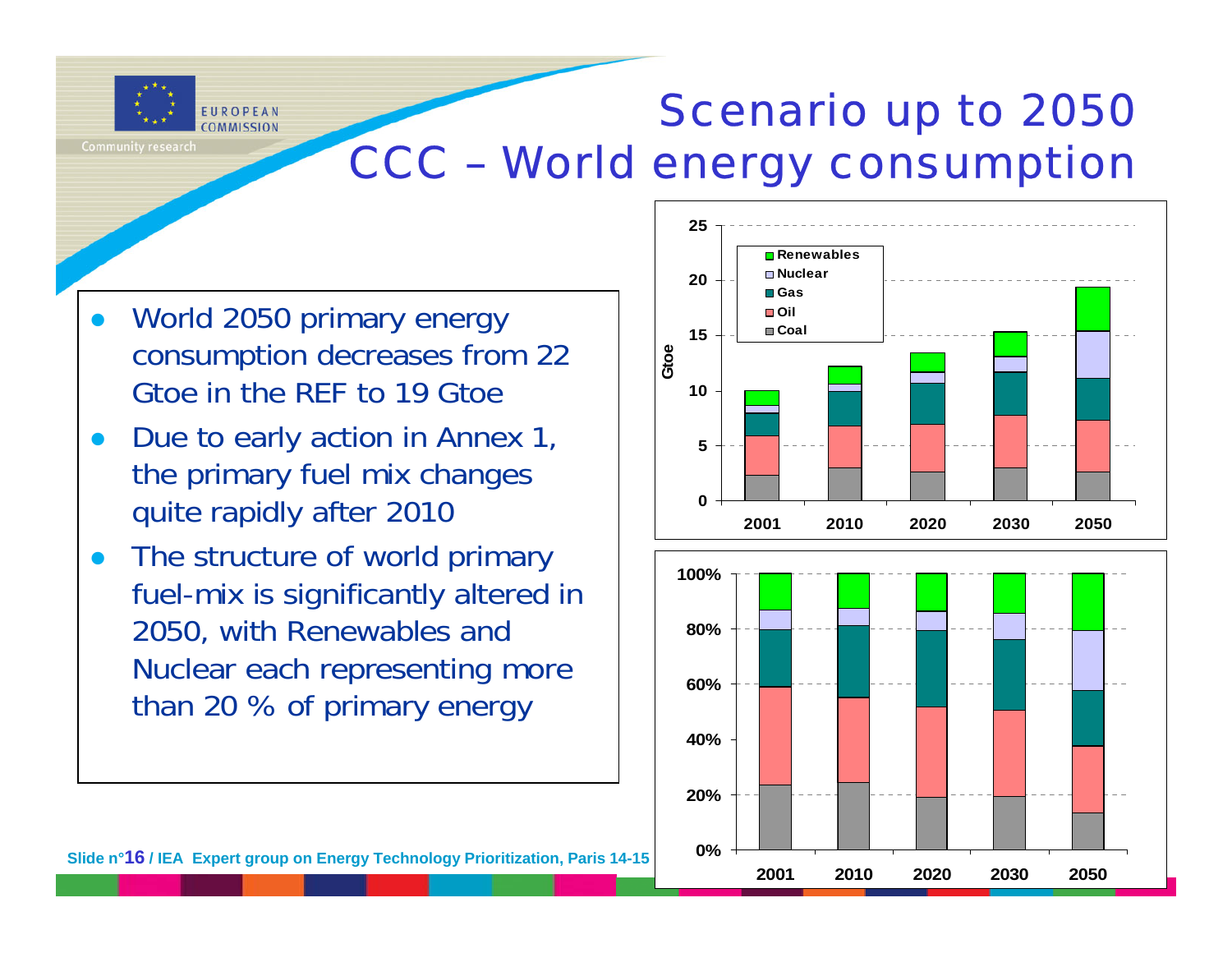# Scenario up to 2050
## CCC – World energy consumption

- World 2050 primary energy consumption decreases from 22 Gtoe in the REF to 19 Gtoe
- Due to early action in Annex 1, the primary fuel mix changes quite rapidly after 2010
- The structure of world primary fuel-mix is significantly altered in 2050, with Renewables and Nuclear each representing more than 20 % of primary energy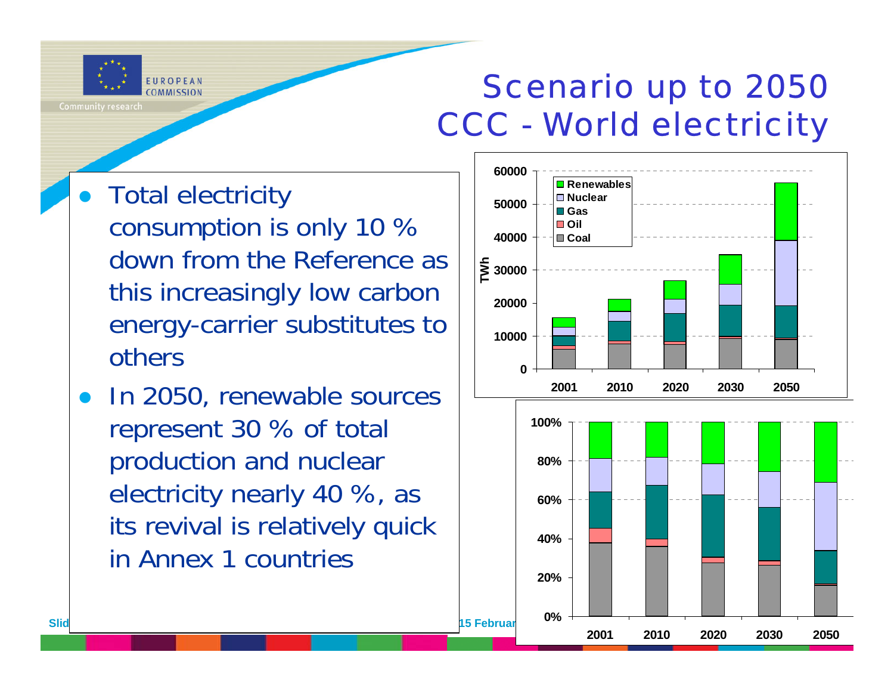# Scenario up to 2050 CCC - World electricity

- Total electricity consumption is only 10 % down from the Reference as this increasingly low carbon energy-carrier substitutes to others
- In 2050, renewable sources represent 30 % of total production and nuclear electricity nearly 40 %, as its revival is relatively quick in Annex 1 countries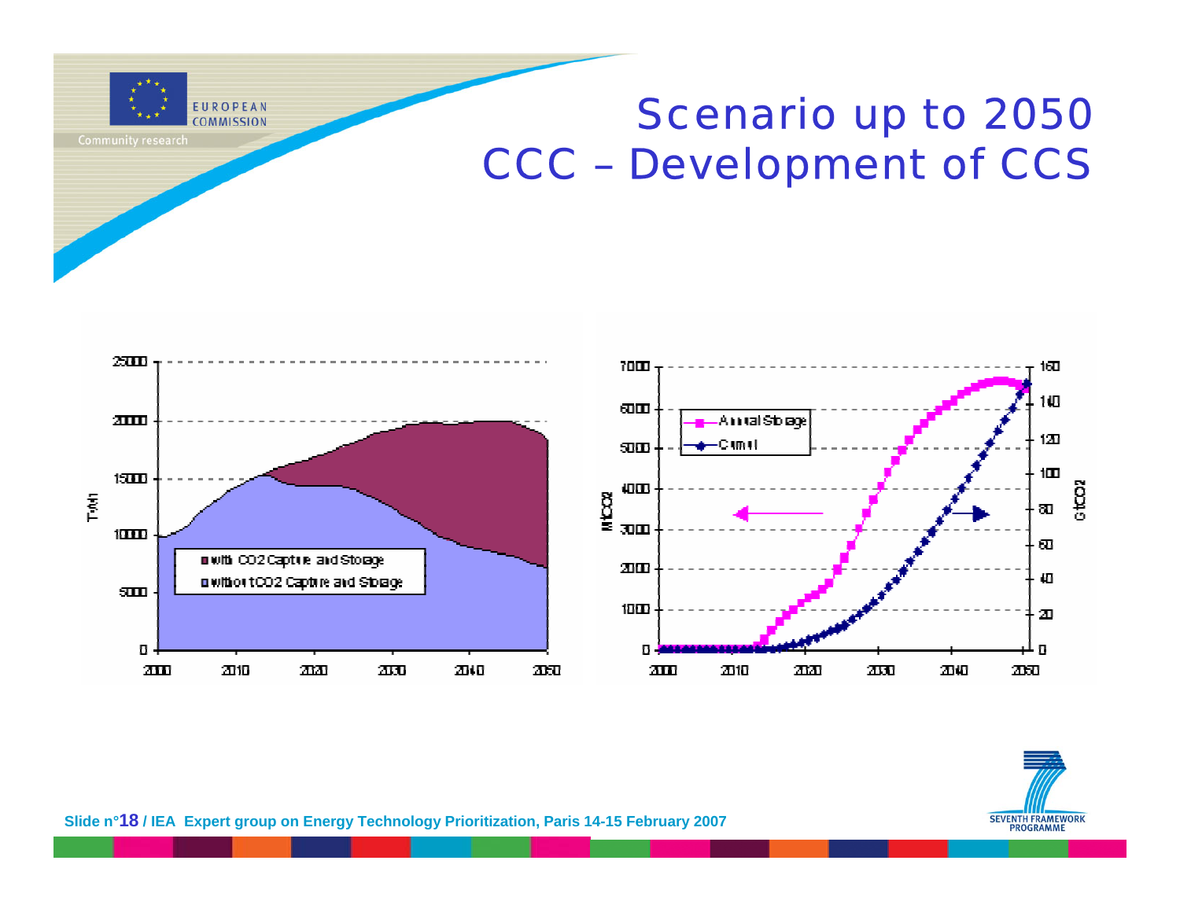# Scenario up to 2050
# CCC – Development of CCS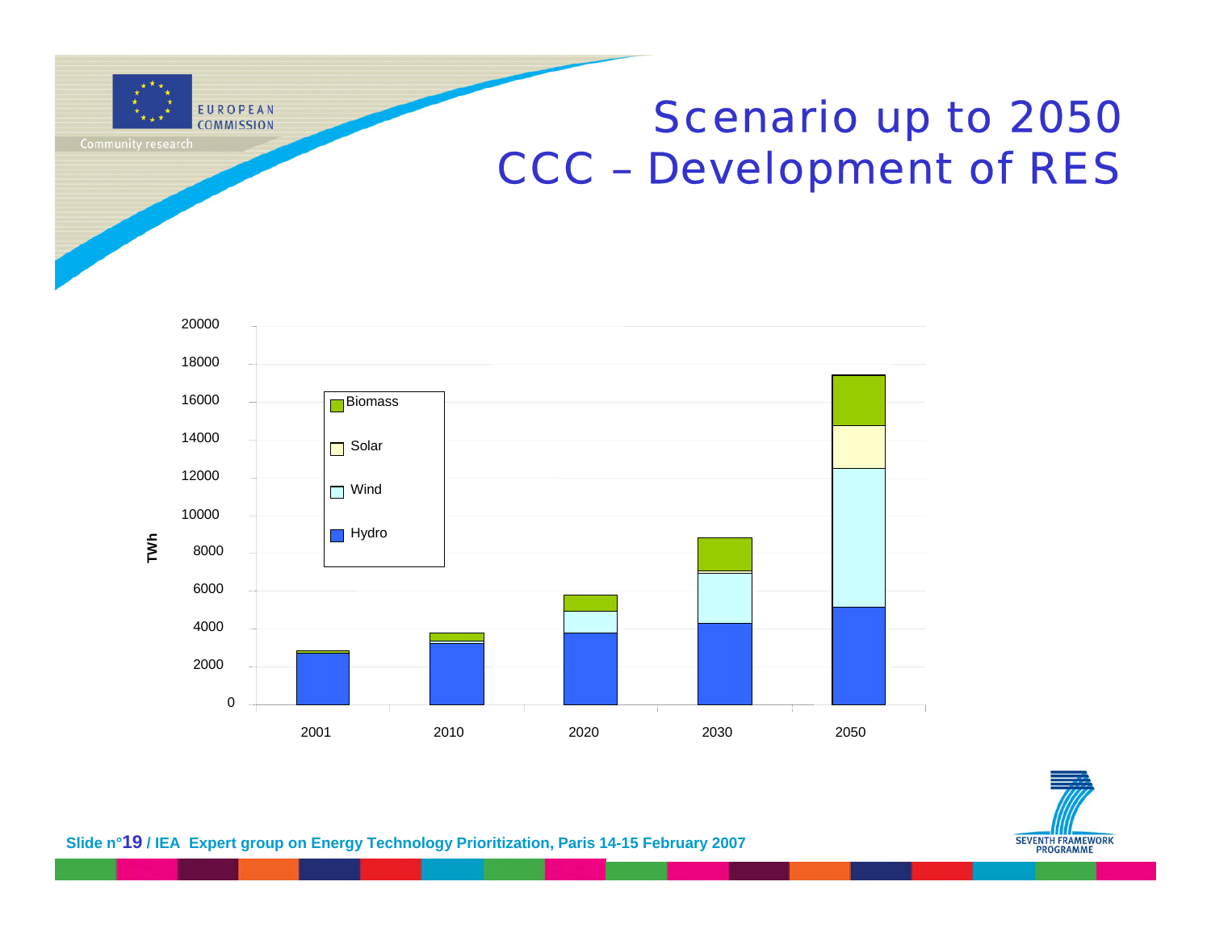# Scenario up to 2050
# CCC – Development of RES

| Year | Hydro | Wind | Solar | Biomass | Total (approx.) |
|---|---|---|---|---|---|
| 2001 | ~2700 | – | – | ~150 | ~2850 |
| 2010 | ~3250 | ~50 | ~50 | ~450 | ~3800 |
| 2020 | ~3800 | ~1100 | ~50 | ~850 | ~5800 |
| 2030 | ~4300 | ~2650 | ~150 | ~1750 | ~8850 |
| 2050 | ~5150 | ~7350 | ~2250 | ~2650 | ~17400 |

Values are approximate readings in TWh from a stacked bar chart (y-axis: TWh, 0–20000).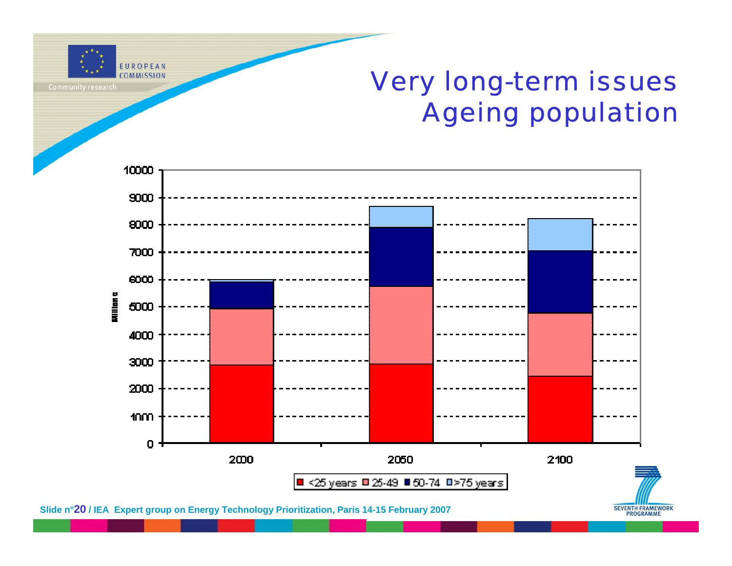# Very long-term issues
# Ageing population

Millions

| | 2000 | 2050 | 2100 |
|---|---|---|---|
| <25 years | | | |
| 25-49 | | | |
| 50-74 | | | |
| >75 years | | | |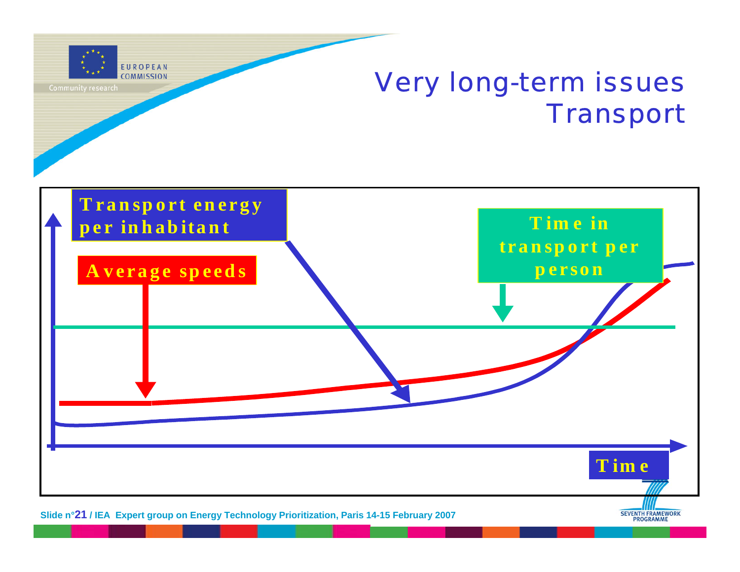# Very long-term issues Transport

Transport energy per inhabitant

Average speeds

Time in transport per person

Time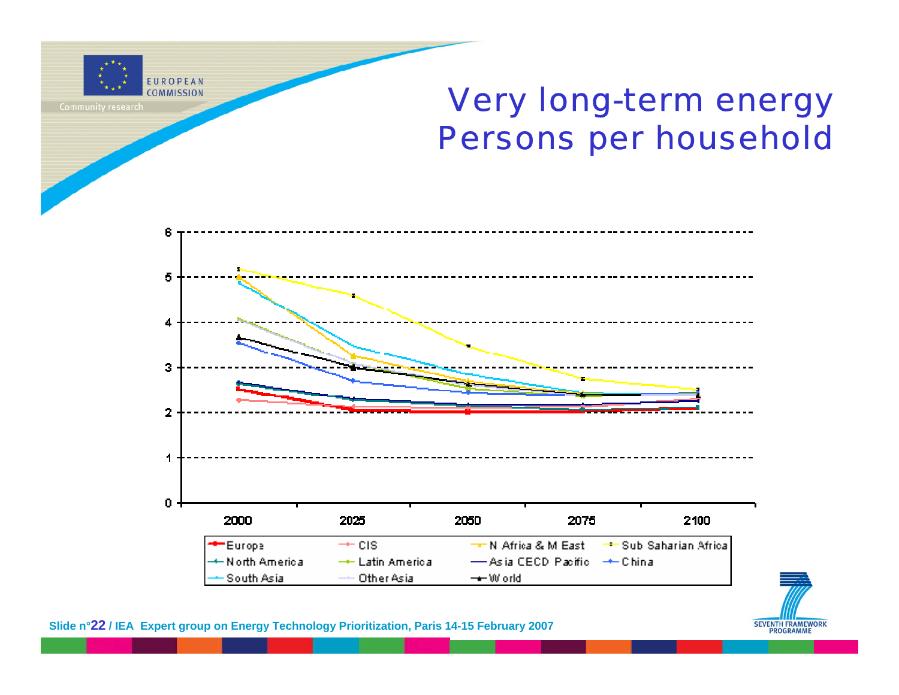# Very long-term energy
# Persons per household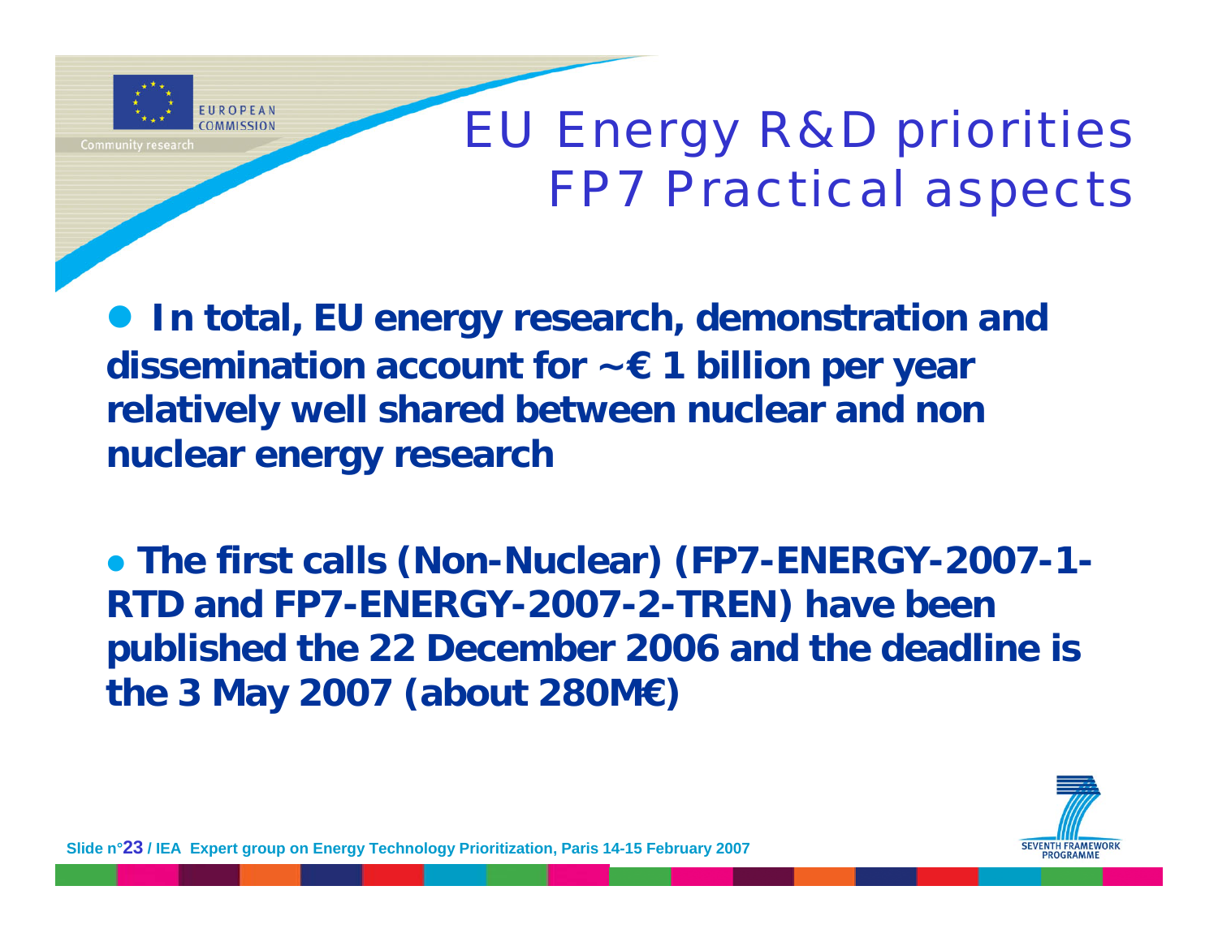# EU Energy R&D priorities
## FP7 Practical aspects

- **In total, EU energy research, demonstration and dissemination account for ~€ 1 billion per year relatively well shared between nuclear and non nuclear energy research**

- **The first calls (Non-Nuclear) (FP7-ENERGY-2007-1-RTD and FP7-ENERGY-2007-2-TREN) have been published the 22 December 2006 and the deadline is the 3 May 2007 (about 280M€)**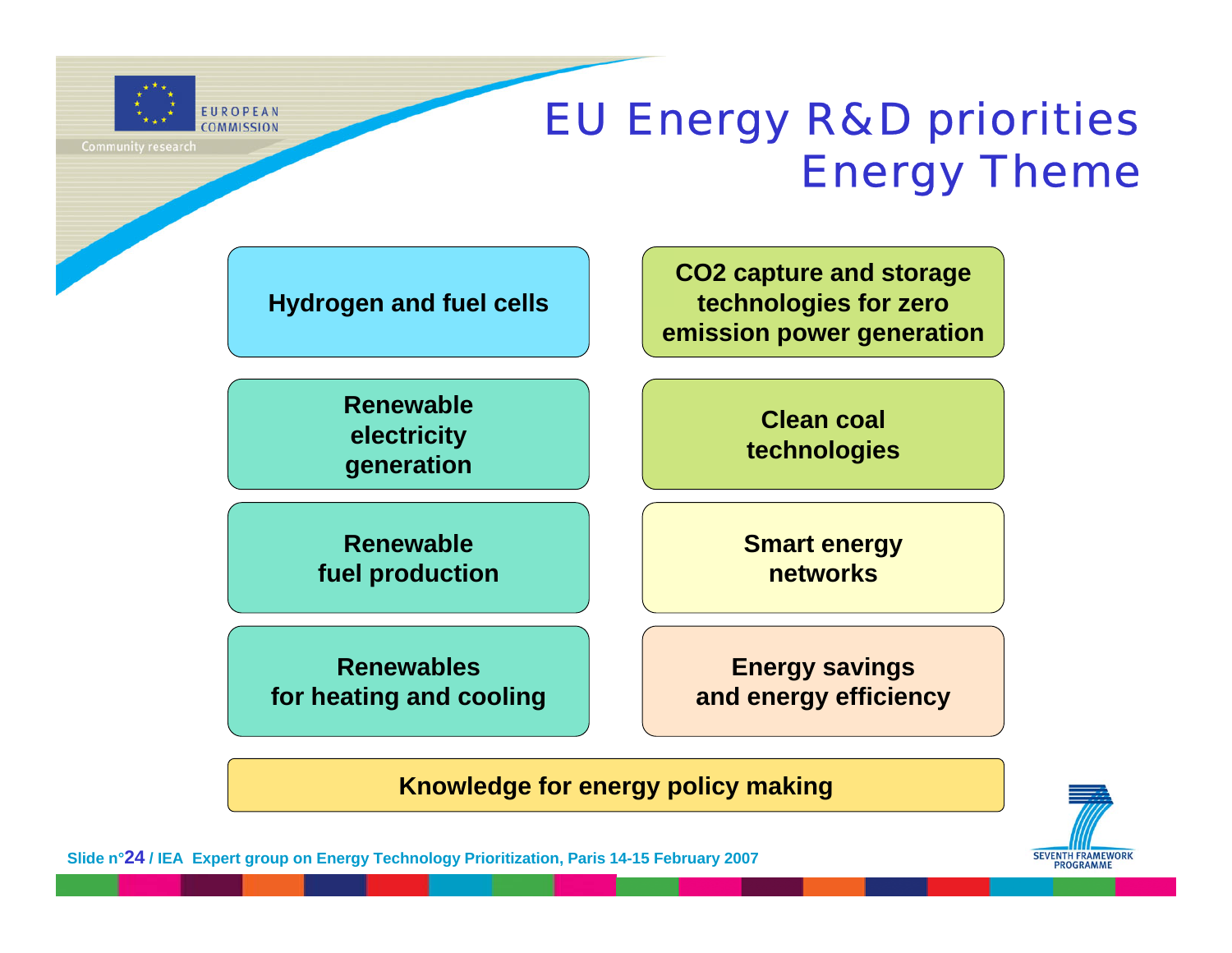# EU Energy R&D priorities
## Energy Theme

- Hydrogen and fuel cells
- $CO_2$ capture and storage technologies for zero emission power generation
- Renewable electricity generation
- Clean coal technologies
- Renewable fuel production
- Smart energy networks
- Renewables for heating and cooling
- Energy savings and energy efficiency

**Knowledge for energy policy making**

IEA Expert group on Energy Technology Prioritization, Paris 14-15 February 2007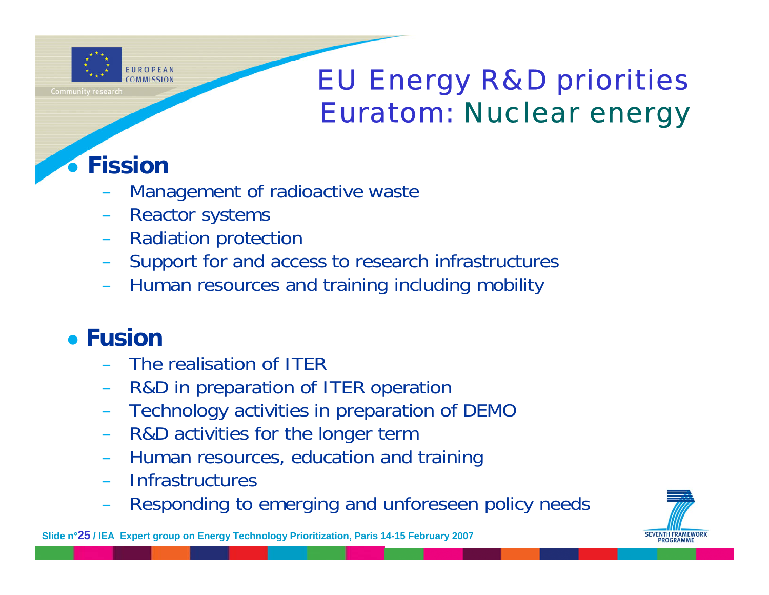# EU Energy R&D priorities
## Euratom: Nuclear energy

- **Fission**
  - Management of radioactive waste
  - Reactor systems
  - Radiation protection
  - Support for and access to research infrastructures
  - Human resources and training including mobility

- **Fusion**
  - The realisation of ITER
  - R&D in preparation of ITER operation
  - Technology activities in preparation of DEMO
  - R&D activities for the longer term
  - Human resources, education and training
  - Infrastructures
  - Responding to emerging and unforeseen policy needs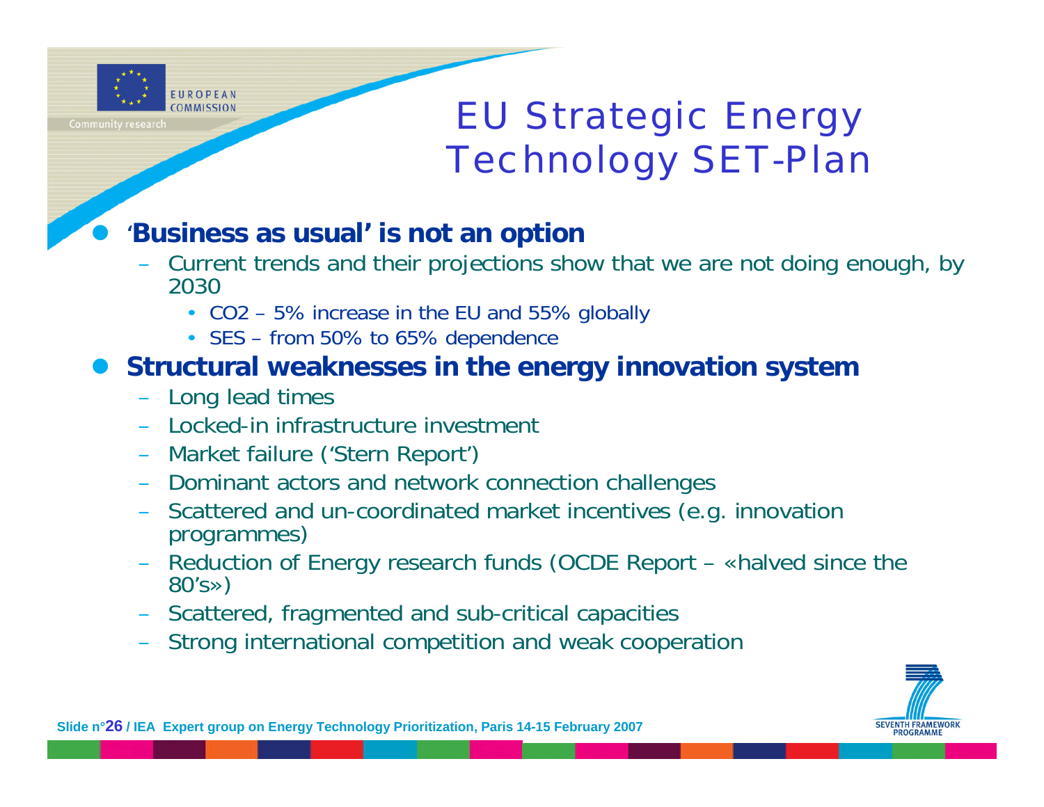# EU Strategic Energy Technology SET-Plan

- **'Business as usual' is not an option**
  - Current trends and their projections show that we are not doing enough, by 2030
    - $CO_2$ – 5% increase in the EU and 55% globally
    - SES – from 50% to 65% dependence
- **Structural weaknesses in the energy innovation system**
  - Long lead times
  - Locked-in infrastructure investment
  - Market failure ('Stern Report')
  - Dominant actors and network connection challenges
  - Scattered and un-coordinated market incentives (e.g. innovation programmes)
  - Reduction of Energy research funds (OCDE Report – «halved since the 80's»)
  - Scattered, fragmented and sub-critical capacities
  - Strong international competition and weak cooperation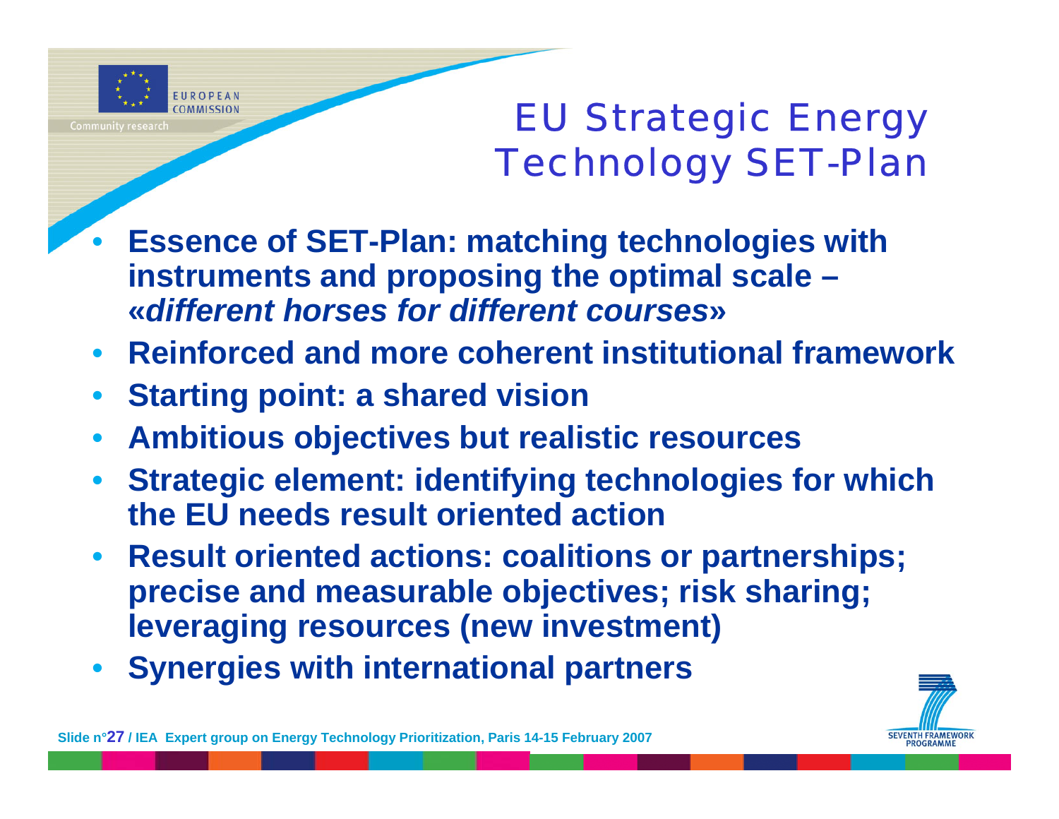# EU Strategic Energy Technology SET-Plan

- **Essence of SET-Plan: matching technologies with instruments and proposing the optimal scale – «*different horses for different courses*»**
- **Reinforced and more coherent institutional framework**
- **Starting point: a shared vision**
- **Ambitious objectives but realistic resources**
- **Strategic element: identifying technologies for which the EU needs result oriented action**
- **Result oriented actions: coalitions or partnerships; precise and measurable objectives; risk sharing; leveraging resources (new investment)**
- **Synergies with international partners**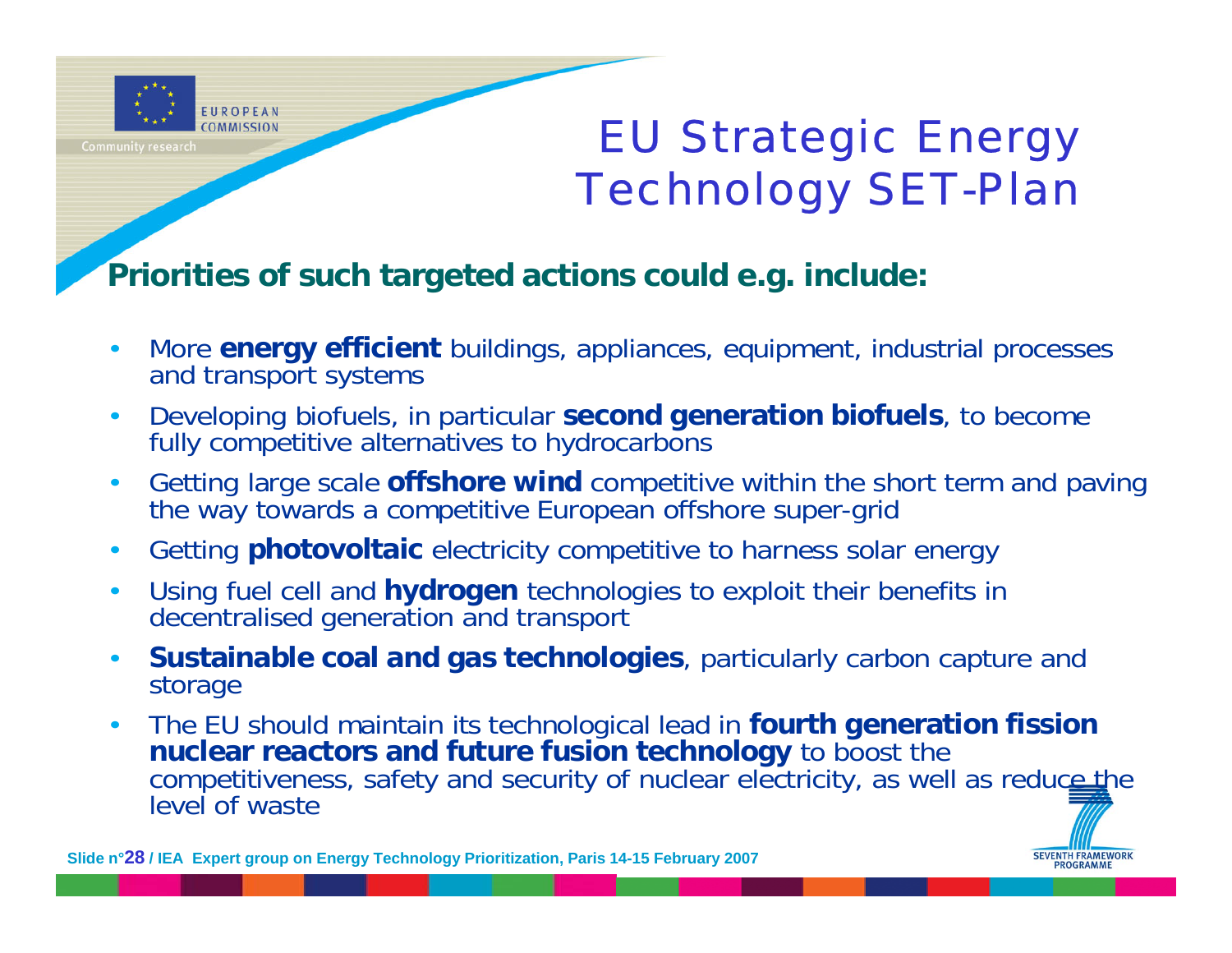# EU Strategic Energy Technology SET-Plan

**Priorities of such targeted actions could e.g. include:**

- More **energy efficient** buildings, appliances, equipment, industrial processes and transport systems
- Developing biofuels, in particular **second generation biofuels**, to become fully competitive alternatives to hydrocarbons
- Getting large scale **offshore wind** competitive within the short term and paving the way towards a competitive European offshore super-grid
- Getting **photovoltaic** electricity competitive to harness solar energy
- Using fuel cell and **hydrogen** technologies to exploit their benefits in decentralised generation and transport
- **Sustainable coal and gas technologies**, particularly carbon capture and storage
- The EU should maintain its technological lead in **fourth generation fission nuclear reactors and future fusion technology** to boost the competitiveness, safety and security of nuclear electricity, as well as reduce the level of waste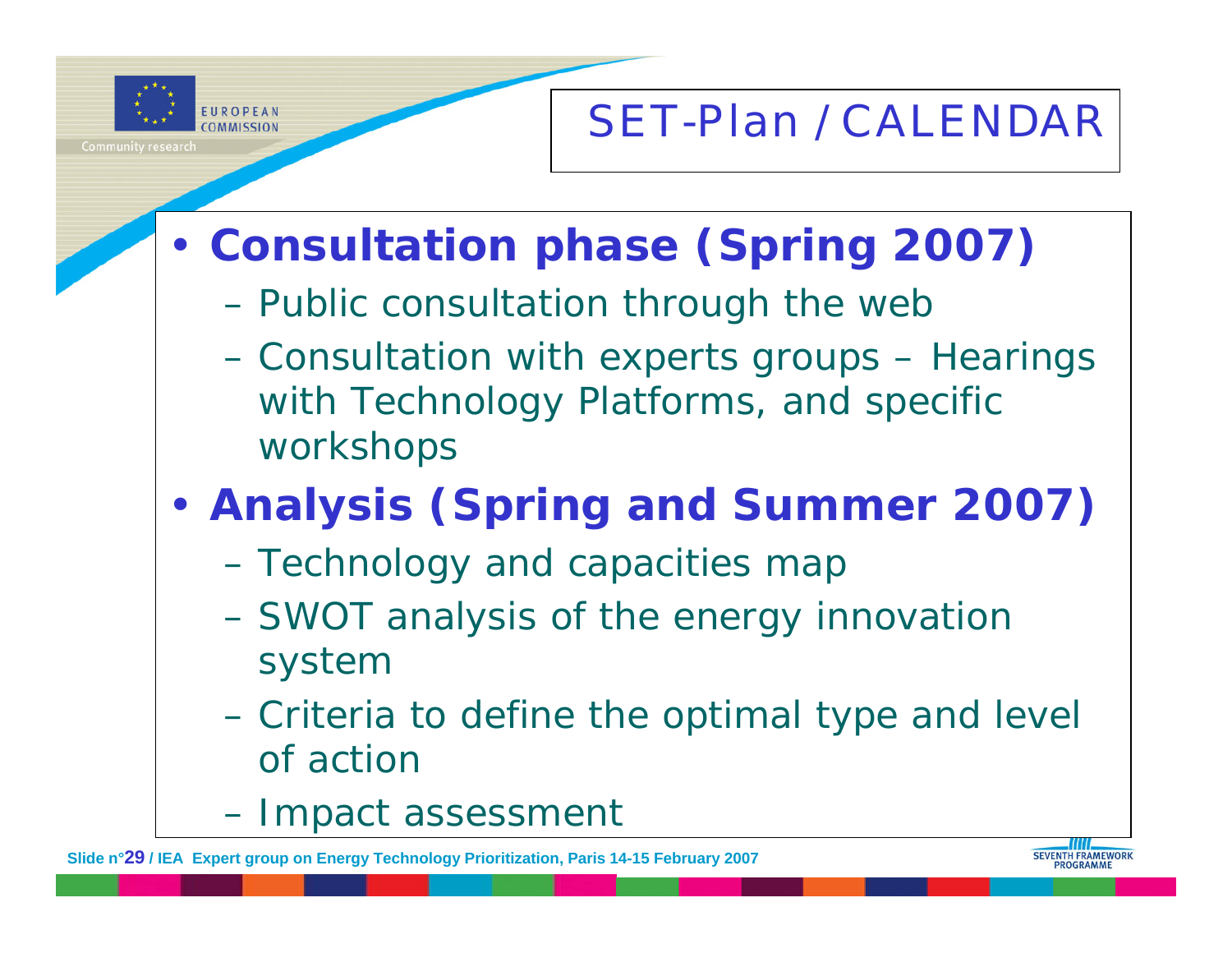# SET-Plan / CALENDAR

- **Consultation phase (Spring 2007)**
  - Public consultation through the web
  - Consultation with experts groups – Hearings with Technology Platforms, and specific workshops
- **Analysis (Spring and Summer 2007)**
  - Technology and capacities map
  - SWOT analysis of the energy innovation system
  - Criteria to define the optimal type and level of action
  - Impact assessment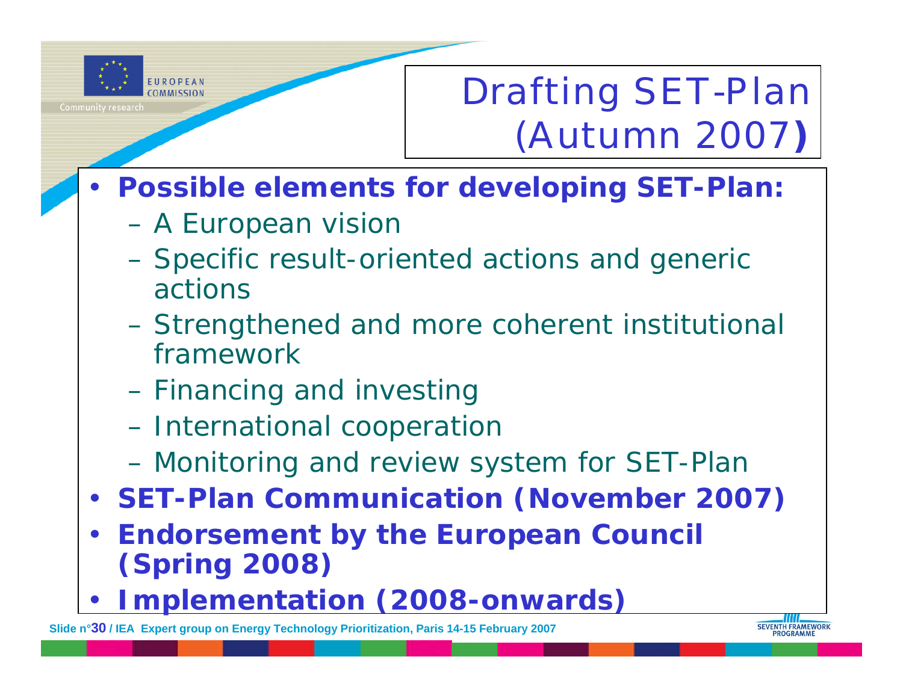# Drafting SET-Plan (Autumn 2007)

- **Possible elements for developing SET-Plan:**
  - A European vision
  - Specific result-oriented actions and generic actions
  - Strengthened and more coherent institutional framework
  - Financing and investing
  - International cooperation
  - Monitoring and review system for SET-Plan
- **SET-Plan Communication (November 2007)**
- **Endorsement by the European Council (Spring 2008)**
- **Implementation (2008-onwards)**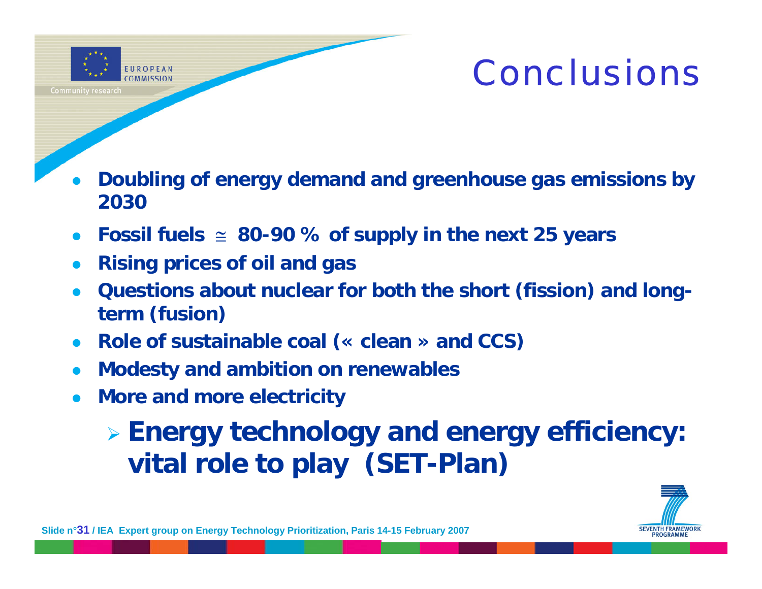# Conclusions

- **Doubling of energy demand and greenhouse gas emissions by 2030**
- **Fossil fuels ≅ 80-90 % of supply in the next 25 years**
- **Rising prices of oil and gas**
- **Questions about nuclear for both the short (fission) and long-term (fusion)**
- **Role of sustainable coal (« clean » and CCS)**
- **Modesty and ambition on renewables**
- **More and more electricity**
  - **Energy technology and energy efficiency: vital role to play (SET-Plan)**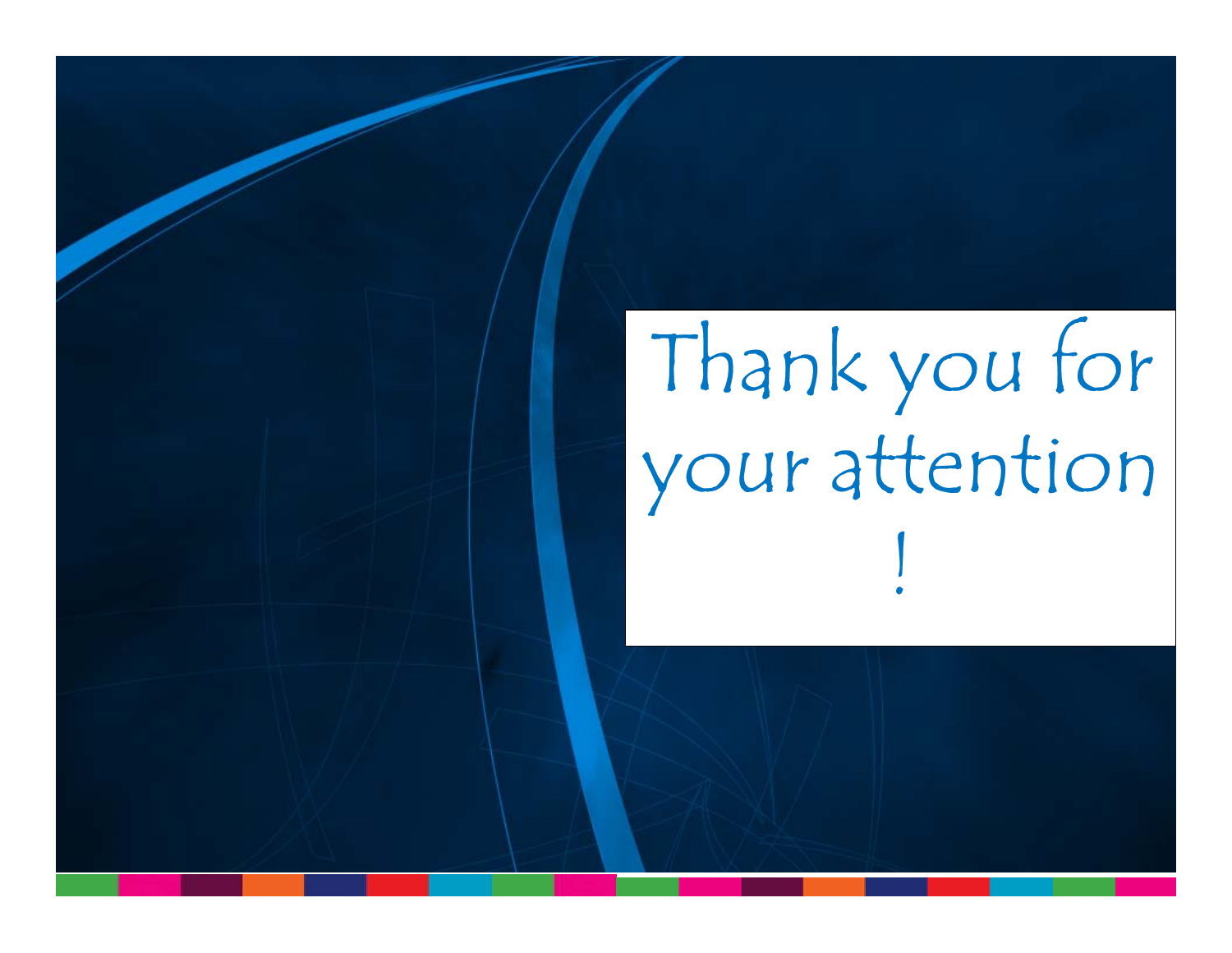Thank you for your attention !